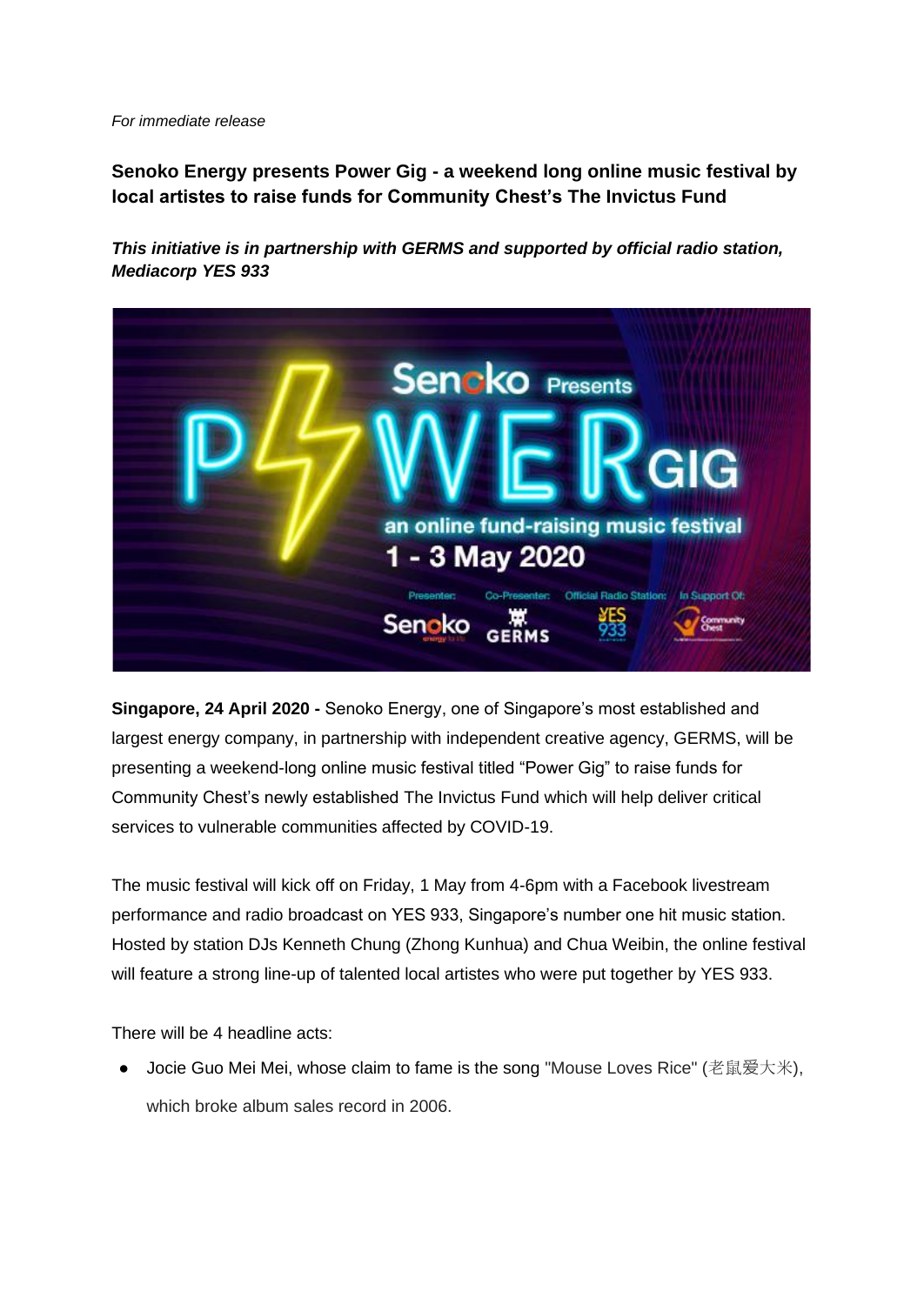*For immediate release*

**Senoko Energy presents Power Gig - a weekend long online music festival by local artistes to raise funds for Community Chest's The Invictus Fund**

***This initiative is in partnership with GERMS and supported by official radio station, Mediacorp YES 933***

**Singapore, 24 April 2020 -** Senoko Energy, one of Singapore's most established and largest energy company, in partnership with independent creative agency, GERMS, will be presenting a weekend-long online music festival titled "Power Gig" to raise funds for Community Chest's newly established The Invictus Fund which will help deliver critical services to vulnerable communities affected by COVID-19.

The music festival will kick off on Friday, 1 May from 4-6pm with a Facebook livestream performance and radio broadcast on YES 933, Singapore's number one hit music station. Hosted by station DJs Kenneth Chung (Zhong Kunhua) and Chua Weibin, the online festival will feature a strong line-up of talented local artistes who were put together by YES 933.

There will be 4 headline acts:

- Jocie Guo Mei Mei, whose claim to fame is the song "Mouse Loves Rice" (老鼠爱大米), which broke album sales record in 2006.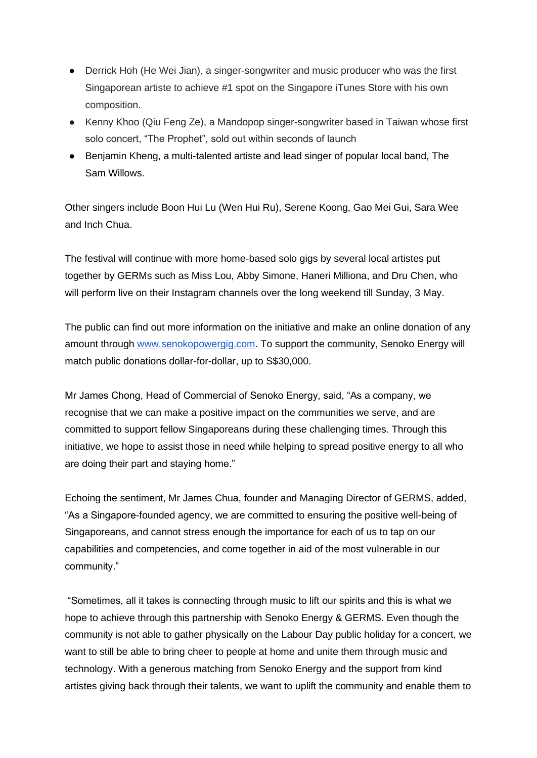- Derrick Hoh (He Wei Jian), a singer-songwriter and music producer who was the first Singaporean artiste to achieve #1 spot on the Singapore iTunes Store with his own composition.
- Kenny Khoo (Qiu Feng Ze), a Mandopop singer-songwriter based in Taiwan whose first solo concert, "The Prophet", sold out within seconds of launch
- Benjamin Kheng, a multi-talented artiste and lead singer of popular local band, The Sam Willows.

Other singers include Boon Hui Lu (Wen Hui Ru), Serene Koong, Gao Mei Gui, Sara Wee and Inch Chua.

The festival will continue with more home-based solo gigs by several local artistes put together by GERMs such as Miss Lou, Abby Simone, Haneri Milliona, and Dru Chen, who will perform live on their Instagram channels over the long weekend till Sunday, 3 May.

The public can find out more information on the initiative and make an online donation of any amount through [www.senokopowergig.com](http://www.senokopowergig.com). To support the community, Senoko Energy will match public donations dollar-for-dollar, up to S$30,000.

Mr James Chong, Head of Commercial of Senoko Energy, said, "As a company, we recognise that we can make a positive impact on the communities we serve, and are committed to support fellow Singaporeans during these challenging times. Through this initiative, we hope to assist those in need while helping to spread positive energy to all who are doing their part and staying home."

Echoing the sentiment, Mr James Chua, founder and Managing Director of GERMS, added, "As a Singapore-founded agency, we are committed to ensuring the positive well-being of Singaporeans, and cannot stress enough the importance for each of us to tap on our capabilities and competencies, and come together in aid of the most vulnerable in our community."

"Sometimes, all it takes is connecting through music to lift our spirits and this is what we hope to achieve through this partnership with Senoko Energy & GERMS. Even though the community is not able to gather physically on the Labour Day public holiday for a concert, we want to still be able to bring cheer to people at home and unite them through music and technology. With a generous matching from Senoko Energy and the support from kind artistes giving back through their talents, we want to uplift the community and enable them to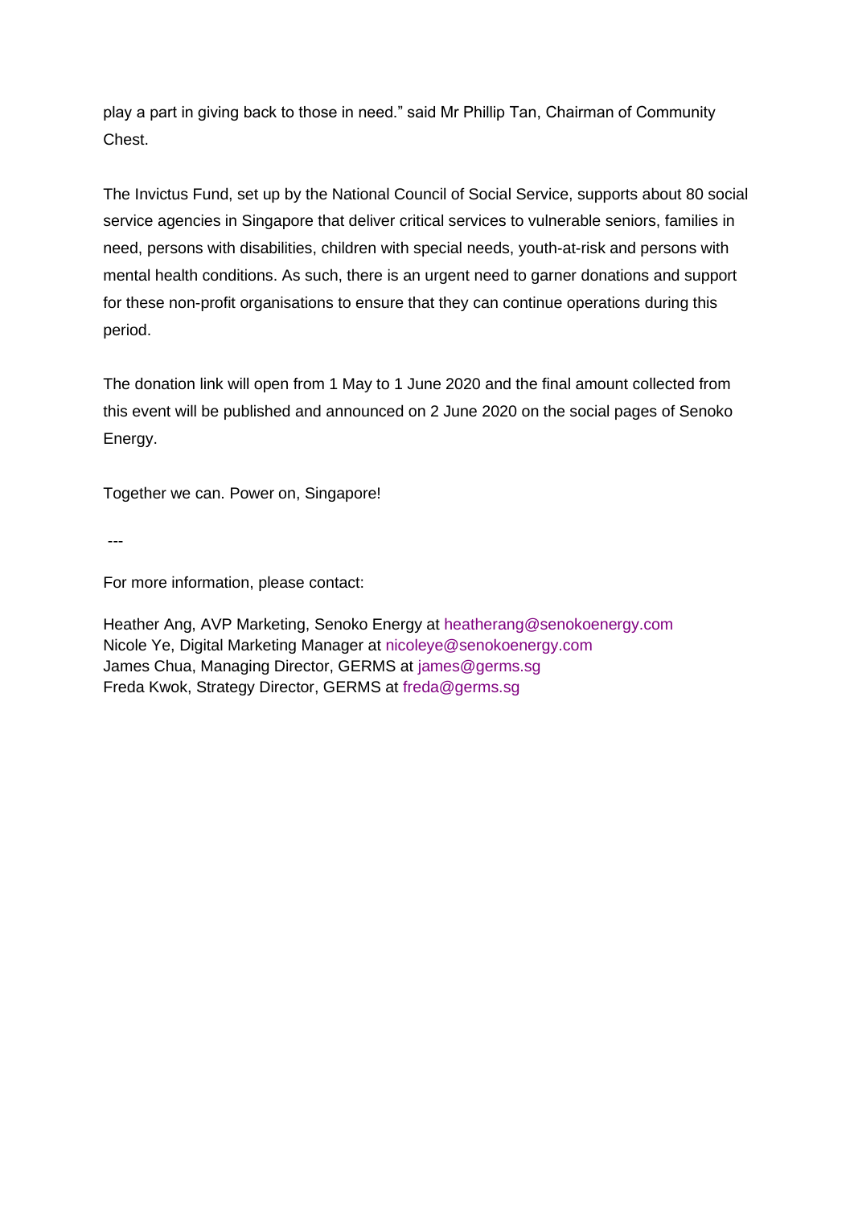play a part in giving back to those in need." said Mr Phillip Tan, Chairman of Community Chest.

The Invictus Fund, set up by the National Council of Social Service, supports about 80 social service agencies in Singapore that deliver critical services to vulnerable seniors, families in need, persons with disabilities, children with special needs, youth-at-risk and persons with mental health conditions. As such, there is an urgent need to garner donations and support for these non-profit organisations to ensure that they can continue operations during this period.

The donation link will open from 1 May to 1 June 2020 and the final amount collected from this event will be published and announced on 2 June 2020 on the social pages of Senoko Energy.

Together we can. Power on, Singapore!

---

For more information, please contact:

Heather Ang, AVP Marketing, Senoko Energy at heatherang@senokoenergy.com
Nicole Ye, Digital Marketing Manager at nicoleye@senokoenergy.com
James Chua, Managing Director, GERMS at james@germs.sg
Freda Kwok, Strategy Director, GERMS at freda@germs.sg